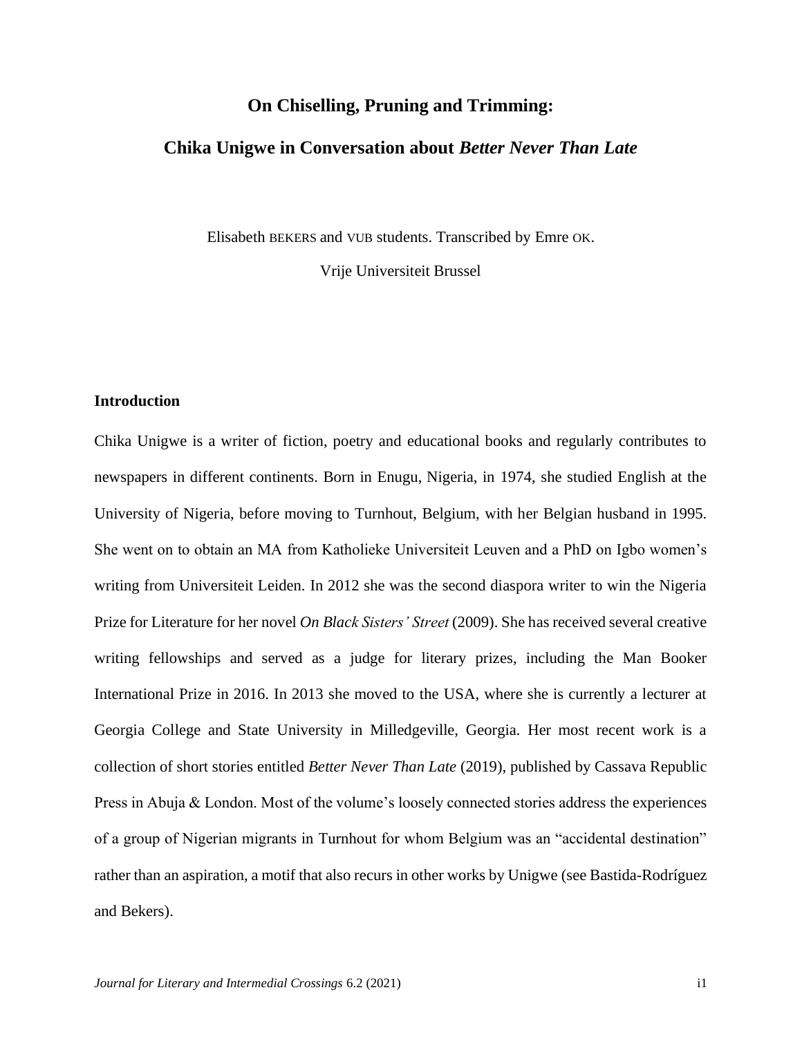# On Chiselling, Pruning and Trimming:

# Chika Unigwe in Conversation about *Better Never Than Late*

Elisabeth BEKERS and VUB students. Transcribed by Emre OK.

Vrije Universiteit Brussel

## Introduction

Chika Unigwe is a writer of fiction, poetry and educational books and regularly contributes to newspapers in different continents. Born in Enugu, Nigeria, in 1974, she studied English at the University of Nigeria, before moving to Turnhout, Belgium, with her Belgian husband in 1995. She went on to obtain an MA from Katholieke Universiteit Leuven and a PhD on Igbo women's writing from Universiteit Leiden. In 2012 she was the second diaspora writer to win the Nigeria Prize for Literature for her novel *On Black Sisters' Street* (2009). She has received several creative writing fellowships and served as a judge for literary prizes, including the Man Booker International Prize in 2016. In 2013 she moved to the USA, where she is currently a lecturer at Georgia College and State University in Milledgeville, Georgia. Her most recent work is a collection of short stories entitled *Better Never Than Late* (2019), published by Cassava Republic Press in Abuja & London. Most of the volume's loosely connected stories address the experiences of a group of Nigerian migrants in Turnhout for whom Belgium was an "accidental destination" rather than an aspiration, a motif that also recurs in other works by Unigwe (see Bastida-Rodríguez and Bekers).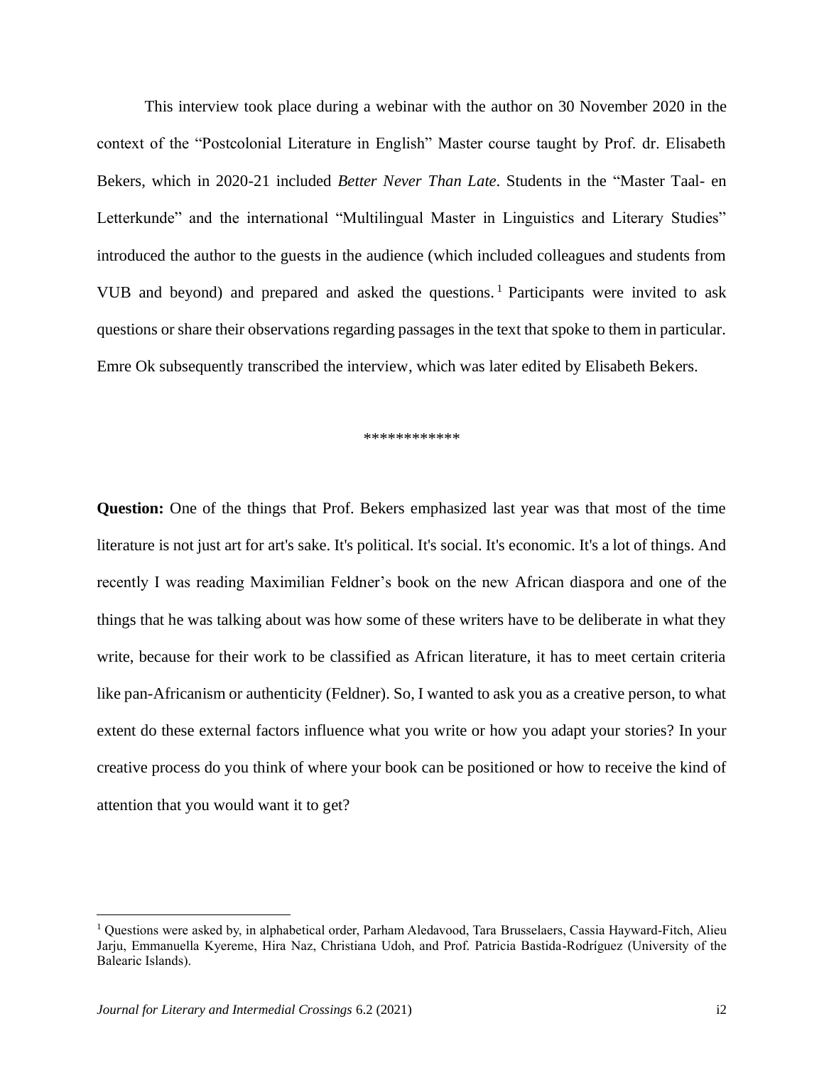This interview took place during a webinar with the author on 30 November 2020 in the context of the "Postcolonial Literature in English" Master course taught by Prof. dr. Elisabeth Bekers, which in 2020-21 included *Better Never Than Late*. Students in the "Master Taal- en Letterkunde" and the international "Multilingual Master in Linguistics and Literary Studies" introduced the author to the guests in the audience (which included colleagues and students from VUB and beyond) and prepared and asked the questions.[1] Participants were invited to ask questions or share their observations regarding passages in the text that spoke to them in particular. Emre Ok subsequently transcribed the interview, which was later edited by Elisabeth Bekers.

************

**Question:** One of the things that Prof. Bekers emphasized last year was that most of the time literature is not just art for art's sake. It's political. It's social. It's economic. It's a lot of things. And recently I was reading Maximilian Feldner's book on the new African diaspora and one of the things that he was talking about was how some of these writers have to be deliberate in what they write, because for their work to be classified as African literature, it has to meet certain criteria like pan-Africanism or authenticity (Feldner). So, I wanted to ask you as a creative person, to what extent do these external factors influence what you write or how you adapt your stories? In your creative process do you think of where your book can be positioned or how to receive the kind of attention that you would want it to get?

[1] Questions were asked by, in alphabetical order, Parham Aledavood, Tara Brusselaers, Cassia Hayward-Fitch, Alieu Jarju, Emmanuella Kyereme, Hira Naz, Christiana Udoh, and Prof. Patricia Bastida-Rodríguez (University of the Balearic Islands).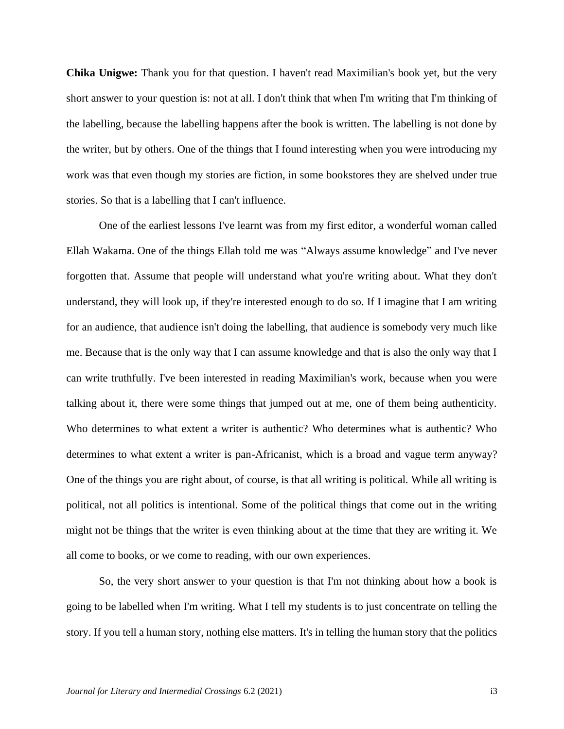**Chika Unigwe:** Thank you for that question. I haven't read Maximilian's book yet, but the very short answer to your question is: not at all. I don't think that when I'm writing that I'm thinking of the labelling, because the labelling happens after the book is written. The labelling is not done by the writer, but by others. One of the things that I found interesting when you were introducing my work was that even though my stories are fiction, in some bookstores they are shelved under true stories. So that is a labelling that I can't influence.

One of the earliest lessons I've learnt was from my first editor, a wonderful woman called Ellah Wakama. One of the things Ellah told me was "Always assume knowledge" and I've never forgotten that. Assume that people will understand what you're writing about. What they don't understand, they will look up, if they're interested enough to do so. If I imagine that I am writing for an audience, that audience isn't doing the labelling, that audience is somebody very much like me. Because that is the only way that I can assume knowledge and that is also the only way that I can write truthfully. I've been interested in reading Maximilian's work, because when you were talking about it, there were some things that jumped out at me, one of them being authenticity. Who determines to what extent a writer is authentic? Who determines what is authentic? Who determines to what extent a writer is pan-Africanist, which is a broad and vague term anyway? One of the things you are right about, of course, is that all writing is political. While all writing is political, not all politics is intentional. Some of the political things that come out in the writing might not be things that the writer is even thinking about at the time that they are writing it. We all come to books, or we come to reading, with our own experiences.

So, the very short answer to your question is that I'm not thinking about how a book is going to be labelled when I'm writing. What I tell my students is to just concentrate on telling the story. If you tell a human story, nothing else matters. It's in telling the human story that the politics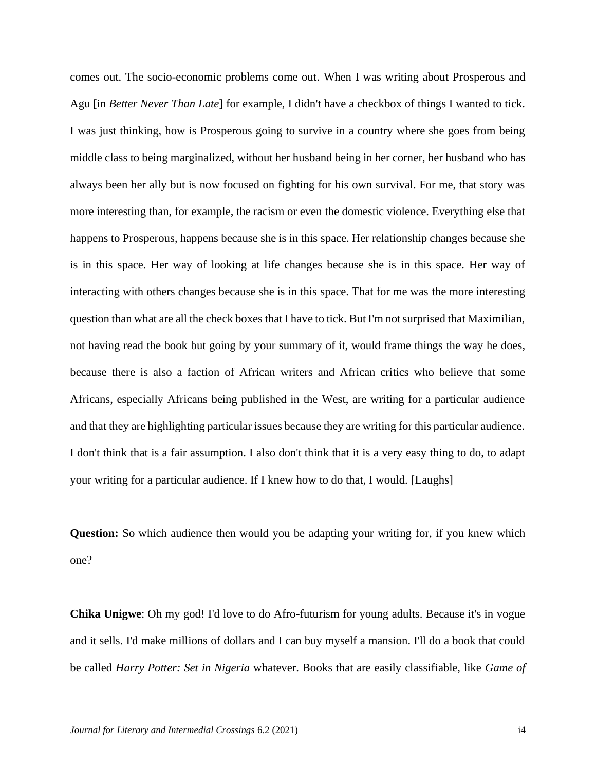comes out. The socio-economic problems come out. When I was writing about Prosperous and Agu [in *Better Never Than Late*] for example, I didn't have a checkbox of things I wanted to tick. I was just thinking, how is Prosperous going to survive in a country where she goes from being middle class to being marginalized, without her husband being in her corner, her husband who has always been her ally but is now focused on fighting for his own survival. For me, that story was more interesting than, for example, the racism or even the domestic violence. Everything else that happens to Prosperous, happens because she is in this space. Her relationship changes because she is in this space. Her way of looking at life changes because she is in this space. Her way of interacting with others changes because she is in this space. That for me was the more interesting question than what are all the check boxes that I have to tick. But I'm not surprised that Maximilian, not having read the book but going by your summary of it, would frame things the way he does, because there is also a faction of African writers and African critics who believe that some Africans, especially Africans being published in the West, are writing for a particular audience and that they are highlighting particular issues because they are writing for this particular audience. I don't think that is a fair assumption. I also don't think that it is a very easy thing to do, to adapt your writing for a particular audience. If I knew how to do that, I would. [Laughs]

**Question:** So which audience then would you be adapting your writing for, if you knew which one?

**Chika Unigwe**: Oh my god! I'd love to do Afro-futurism for young adults. Because it's in vogue and it sells. I'd make millions of dollars and I can buy myself a mansion. I'll do a book that could be called *Harry Potter: Set in Nigeria* whatever. Books that are easily classifiable, like *Game of*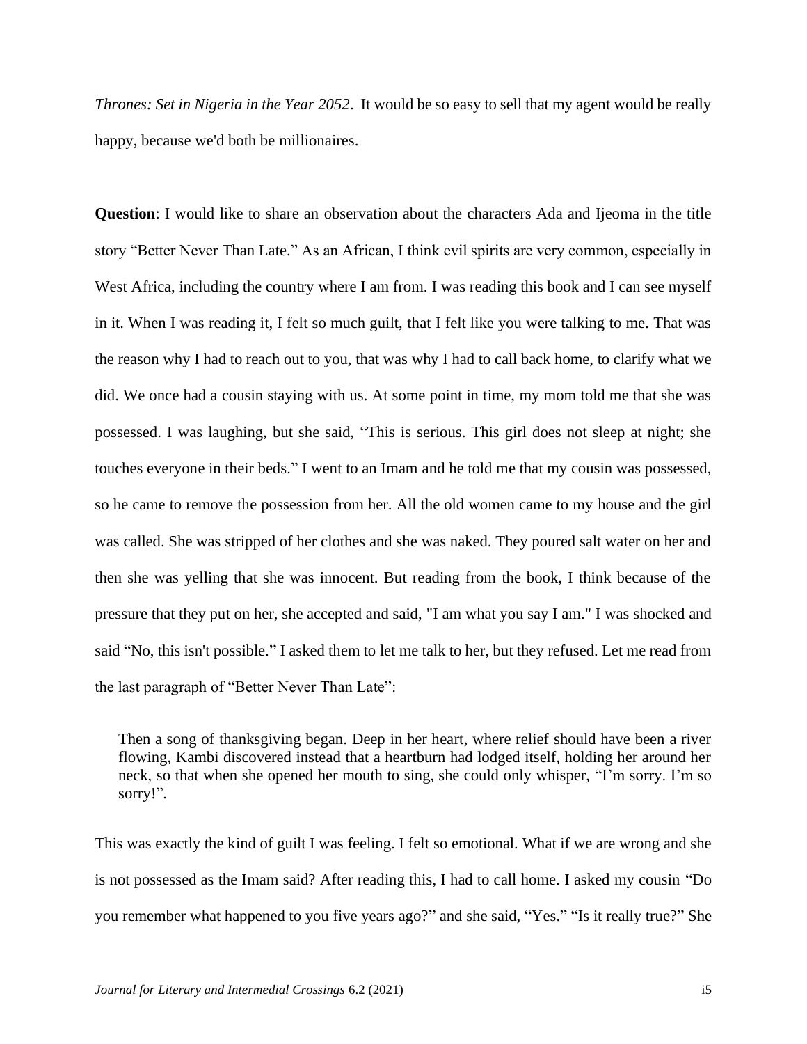*Thrones: Set in Nigeria in the Year 2052*. It would be so easy to sell that my agent would be really happy, because we'd both be millionaires.

**Question**: I would like to share an observation about the characters Ada and Ijeoma in the title story "Better Never Than Late." As an African, I think evil spirits are very common, especially in West Africa, including the country where I am from. I was reading this book and I can see myself in it. When I was reading it, I felt so much guilt, that I felt like you were talking to me. That was the reason why I had to reach out to you, that was why I had to call back home, to clarify what we did. We once had a cousin staying with us. At some point in time, my mom told me that she was possessed. I was laughing, but she said, "This is serious. This girl does not sleep at night; she touches everyone in their beds." I went to an Imam and he told me that my cousin was possessed, so he came to remove the possession from her. All the old women came to my house and the girl was called. She was stripped of her clothes and she was naked. They poured salt water on her and then she was yelling that she was innocent. But reading from the book, I think because of the pressure that they put on her, she accepted and said, "I am what you say I am." I was shocked and said "No, this isn't possible." I asked them to let me talk to her, but they refused. Let me read from the last paragraph of "Better Never Than Late":

> Then a song of thanksgiving began. Deep in her heart, where relief should have been a river flowing, Kambi discovered instead that a heartburn had lodged itself, holding her around her neck, so that when she opened her mouth to sing, she could only whisper, "I'm sorry. I'm so sorry!".

This was exactly the kind of guilt I was feeling. I felt so emotional. What if we are wrong and she is not possessed as the Imam said? After reading this, I had to call home. I asked my cousin "Do you remember what happened to you five years ago?" and she said, "Yes." "Is it really true?" She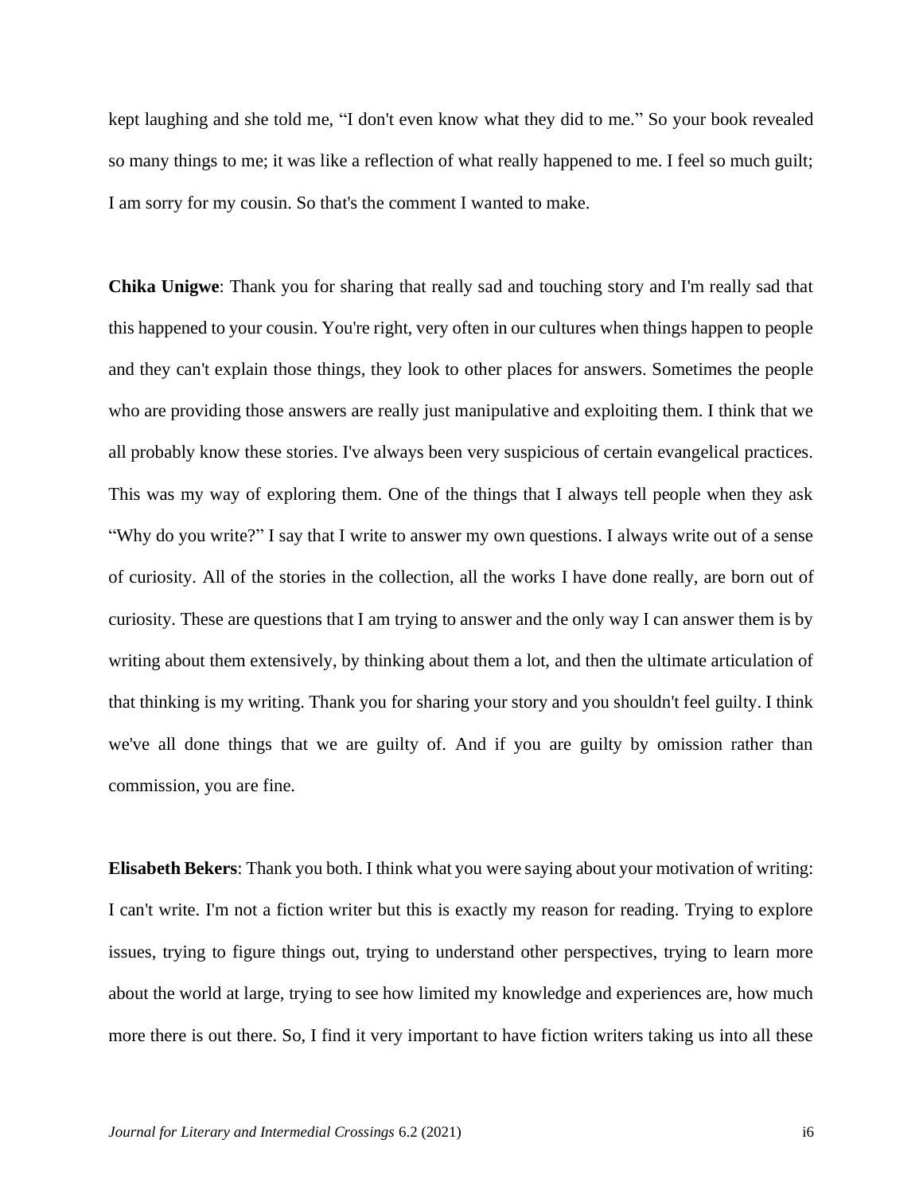kept laughing and she told me, "I don't even know what they did to me." So your book revealed so many things to me; it was like a reflection of what really happened to me. I feel so much guilt; I am sorry for my cousin. So that's the comment I wanted to make.

**Chika Unigwe**: Thank you for sharing that really sad and touching story and I'm really sad that this happened to your cousin. You're right, very often in our cultures when things happen to people and they can't explain those things, they look to other places for answers. Sometimes the people who are providing those answers are really just manipulative and exploiting them. I think that we all probably know these stories. I've always been very suspicious of certain evangelical practices. This was my way of exploring them. One of the things that I always tell people when they ask "Why do you write?" I say that I write to answer my own questions. I always write out of a sense of curiosity. All of the stories in the collection, all the works I have done really, are born out of curiosity. These are questions that I am trying to answer and the only way I can answer them is by writing about them extensively, by thinking about them a lot, and then the ultimate articulation of that thinking is my writing. Thank you for sharing your story and you shouldn't feel guilty. I think we've all done things that we are guilty of. And if you are guilty by omission rather than commission, you are fine.

**Elisabeth Bekers**: Thank you both. I think what you were saying about your motivation of writing: I can't write. I'm not a fiction writer but this is exactly my reason for reading. Trying to explore issues, trying to figure things out, trying to understand other perspectives, trying to learn more about the world at large, trying to see how limited my knowledge and experiences are, how much more there is out there. So, I find it very important to have fiction writers taking us into all these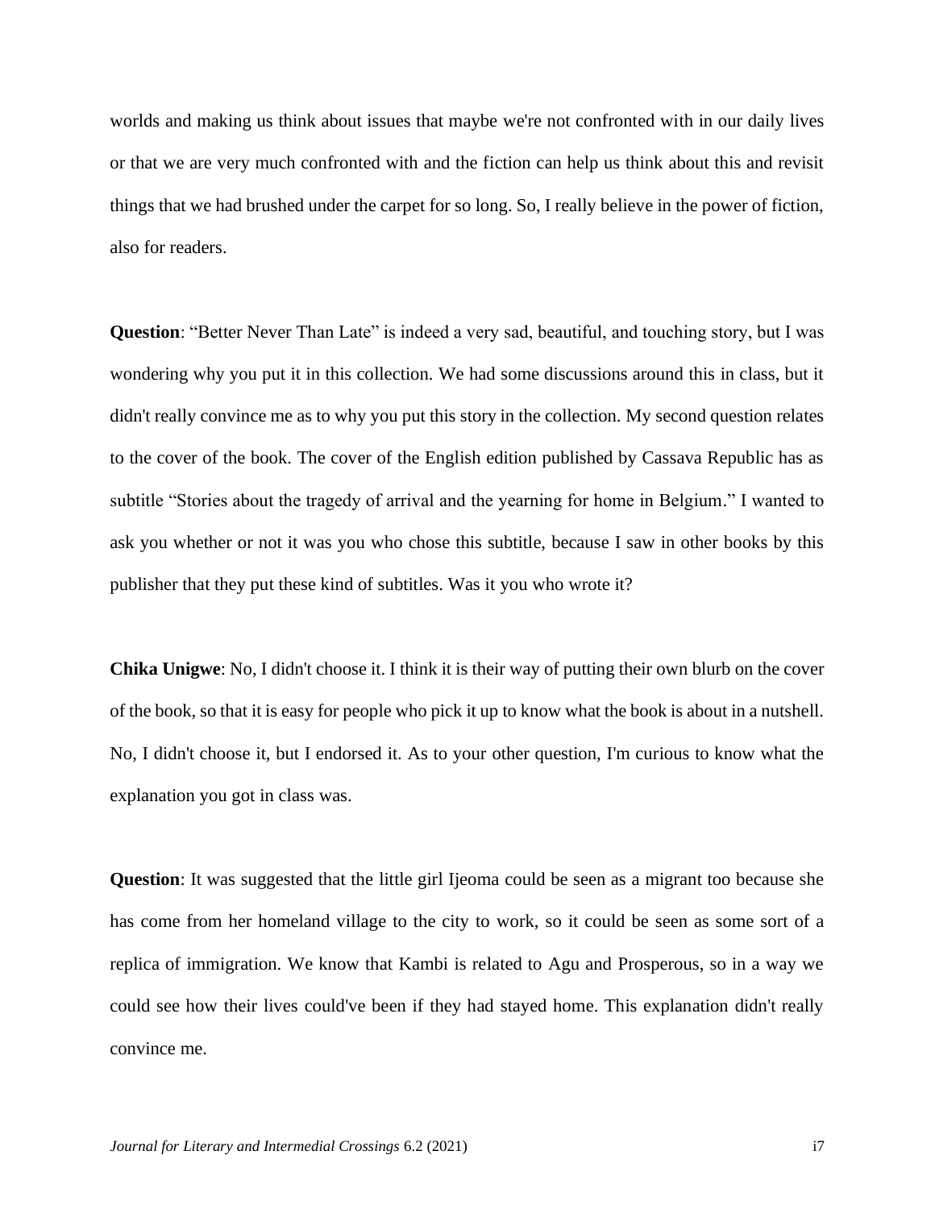worlds and making us think about issues that maybe we're not confronted with in our daily lives or that we are very much confronted with and the fiction can help us think about this and revisit things that we had brushed under the carpet for so long. So, I really believe in the power of fiction, also for readers.

**Question**: "Better Never Than Late" is indeed a very sad, beautiful, and touching story, but I was wondering why you put it in this collection. We had some discussions around this in class, but it didn't really convince me as to why you put this story in the collection. My second question relates to the cover of the book. The cover of the English edition published by Cassava Republic has as subtitle "Stories about the tragedy of arrival and the yearning for home in Belgium." I wanted to ask you whether or not it was you who chose this subtitle, because I saw in other books by this publisher that they put these kind of subtitles. Was it you who wrote it?

**Chika Unigwe**: No, I didn't choose it. I think it is their way of putting their own blurb on the cover of the book, so that it is easy for people who pick it up to know what the book is about in a nutshell. No, I didn't choose it, but I endorsed it. As to your other question, I'm curious to know what the explanation you got in class was.

**Question**: It was suggested that the little girl Ijeoma could be seen as a migrant too because she has come from her homeland village to the city to work, so it could be seen as some sort of a replica of immigration. We know that Kambi is related to Agu and Prosperous, so in a way we could see how their lives could've been if they had stayed home. This explanation didn't really convince me.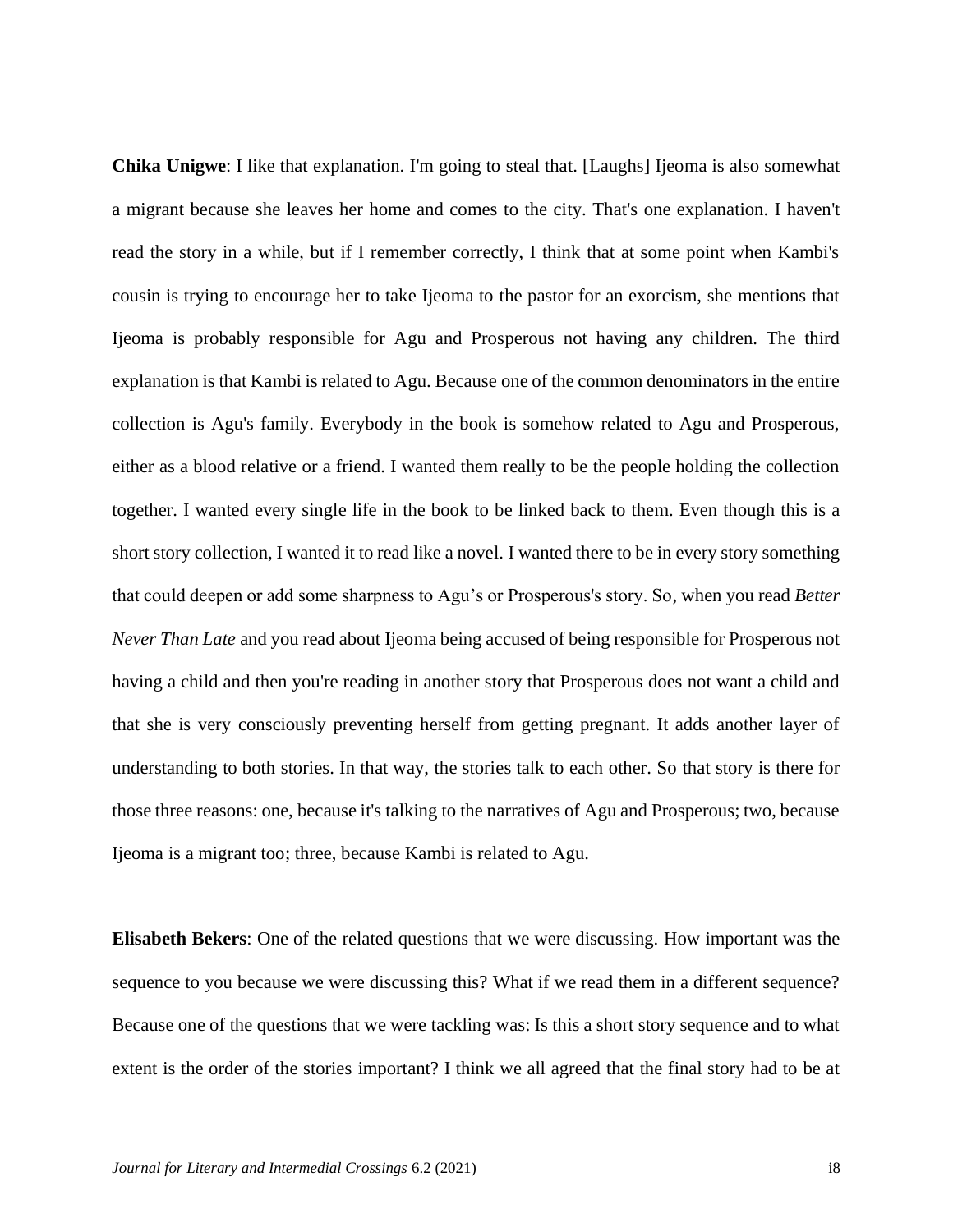**Chika Unigwe**: I like that explanation. I'm going to steal that. [Laughs] Ijeoma is also somewhat a migrant because she leaves her home and comes to the city. That's one explanation. I haven't read the story in a while, but if I remember correctly, I think that at some point when Kambi's cousin is trying to encourage her to take Ijeoma to the pastor for an exorcism, she mentions that Ijeoma is probably responsible for Agu and Prosperous not having any children. The third explanation is that Kambi is related to Agu. Because one of the common denominators in the entire collection is Agu's family. Everybody in the book is somehow related to Agu and Prosperous, either as a blood relative or a friend. I wanted them really to be the people holding the collection together. I wanted every single life in the book to be linked back to them. Even though this is a short story collection, I wanted it to read like a novel. I wanted there to be in every story something that could deepen or add some sharpness to Agu's or Prosperous's story. So, when you read *Better Never Than Late* and you read about Ijeoma being accused of being responsible for Prosperous not having a child and then you're reading in another story that Prosperous does not want a child and that she is very consciously preventing herself from getting pregnant. It adds another layer of understanding to both stories. In that way, the stories talk to each other. So that story is there for those three reasons: one, because it's talking to the narratives of Agu and Prosperous; two, because Ijeoma is a migrant too; three, because Kambi is related to Agu.

**Elisabeth Bekers**: One of the related questions that we were discussing. How important was the sequence to you because we were discussing this? What if we read them in a different sequence? Because one of the questions that we were tackling was: Is this a short story sequence and to what extent is the order of the stories important? I think we all agreed that the final story had to be at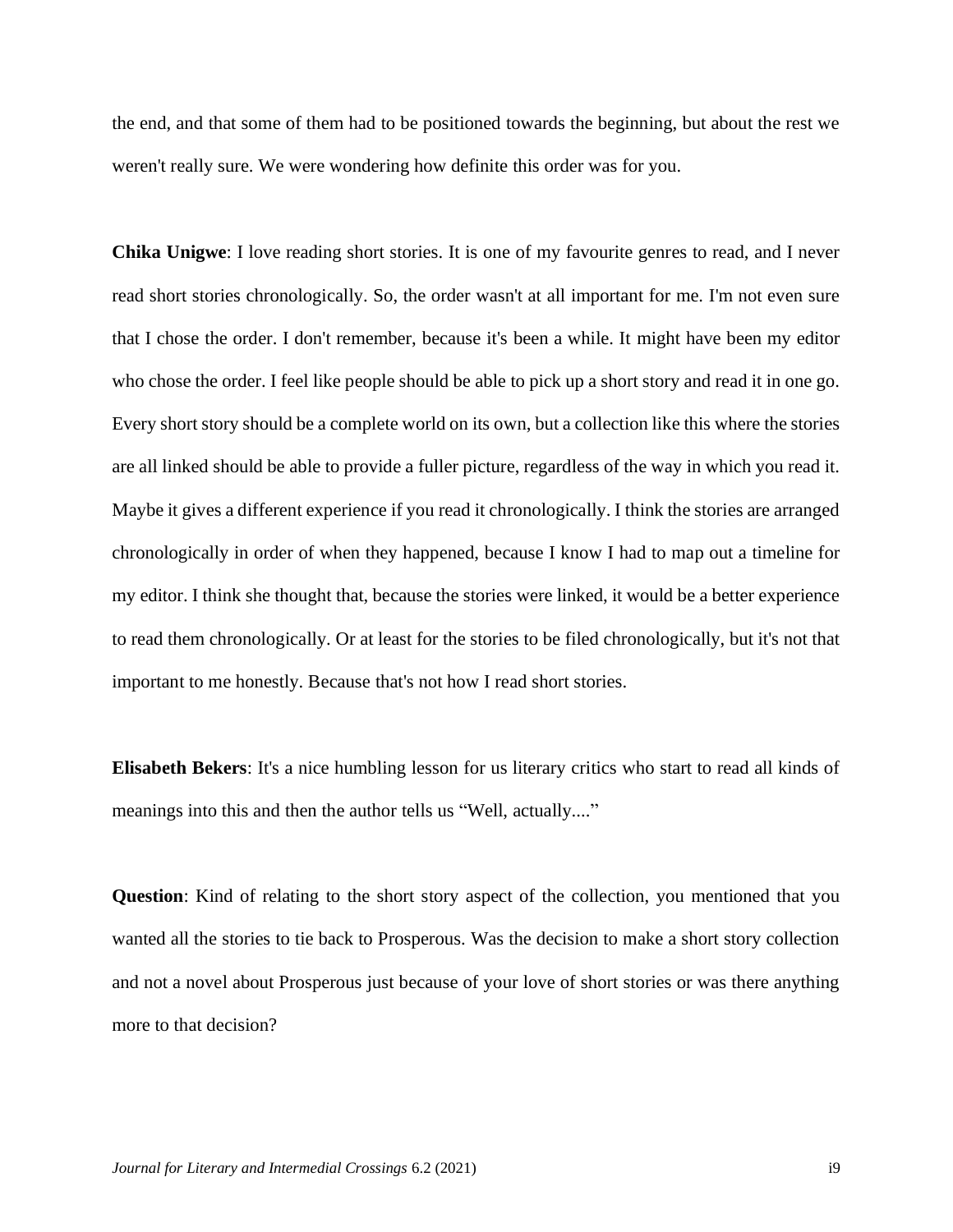the end, and that some of them had to be positioned towards the beginning, but about the rest we weren't really sure. We were wondering how definite this order was for you.

**Chika Unigwe**: I love reading short stories. It is one of my favourite genres to read, and I never read short stories chronologically. So, the order wasn't at all important for me. I'm not even sure that I chose the order. I don't remember, because it's been a while. It might have been my editor who chose the order. I feel like people should be able to pick up a short story and read it in one go. Every short story should be a complete world on its own, but a collection like this where the stories are all linked should be able to provide a fuller picture, regardless of the way in which you read it. Maybe it gives a different experience if you read it chronologically. I think the stories are arranged chronologically in order of when they happened, because I know I had to map out a timeline for my editor. I think she thought that, because the stories were linked, it would be a better experience to read them chronologically. Or at least for the stories to be filed chronologically, but it's not that important to me honestly. Because that's not how I read short stories.

**Elisabeth Bekers**: It's a nice humbling lesson for us literary critics who start to read all kinds of meanings into this and then the author tells us "Well, actually...."

**Question**: Kind of relating to the short story aspect of the collection, you mentioned that you wanted all the stories to tie back to Prosperous. Was the decision to make a short story collection and not a novel about Prosperous just because of your love of short stories or was there anything more to that decision?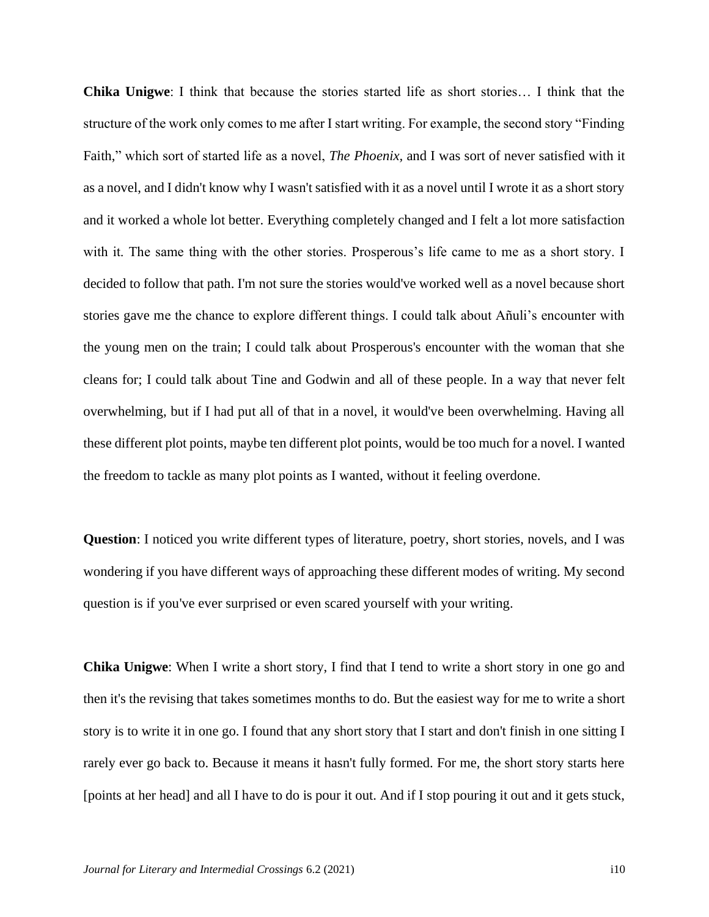**Chika Unigwe**: I think that because the stories started life as short stories… I think that the structure of the work only comes to me after I start writing. For example, the second story "Finding Faith," which sort of started life as a novel, *The Phoenix,* and I was sort of never satisfied with it as a novel, and I didn't know why I wasn't satisfied with it as a novel until I wrote it as a short story and it worked a whole lot better. Everything completely changed and I felt a lot more satisfaction with it. The same thing with the other stories. Prosperous's life came to me as a short story. I decided to follow that path. I'm not sure the stories would've worked well as a novel because short stories gave me the chance to explore different things. I could talk about Añuli's encounter with the young men on the train; I could talk about Prosperous's encounter with the woman that she cleans for; I could talk about Tine and Godwin and all of these people. In a way that never felt overwhelming, but if I had put all of that in a novel, it would've been overwhelming. Having all these different plot points, maybe ten different plot points, would be too much for a novel. I wanted the freedom to tackle as many plot points as I wanted, without it feeling overdone.

**Question**: I noticed you write different types of literature, poetry, short stories, novels, and I was wondering if you have different ways of approaching these different modes of writing. My second question is if you've ever surprised or even scared yourself with your writing.

**Chika Unigwe**: When I write a short story, I find that I tend to write a short story in one go and then it's the revising that takes sometimes months to do. But the easiest way for me to write a short story is to write it in one go. I found that any short story that I start and don't finish in one sitting I rarely ever go back to. Because it means it hasn't fully formed. For me, the short story starts here [points at her head] and all I have to do is pour it out. And if I stop pouring it out and it gets stuck,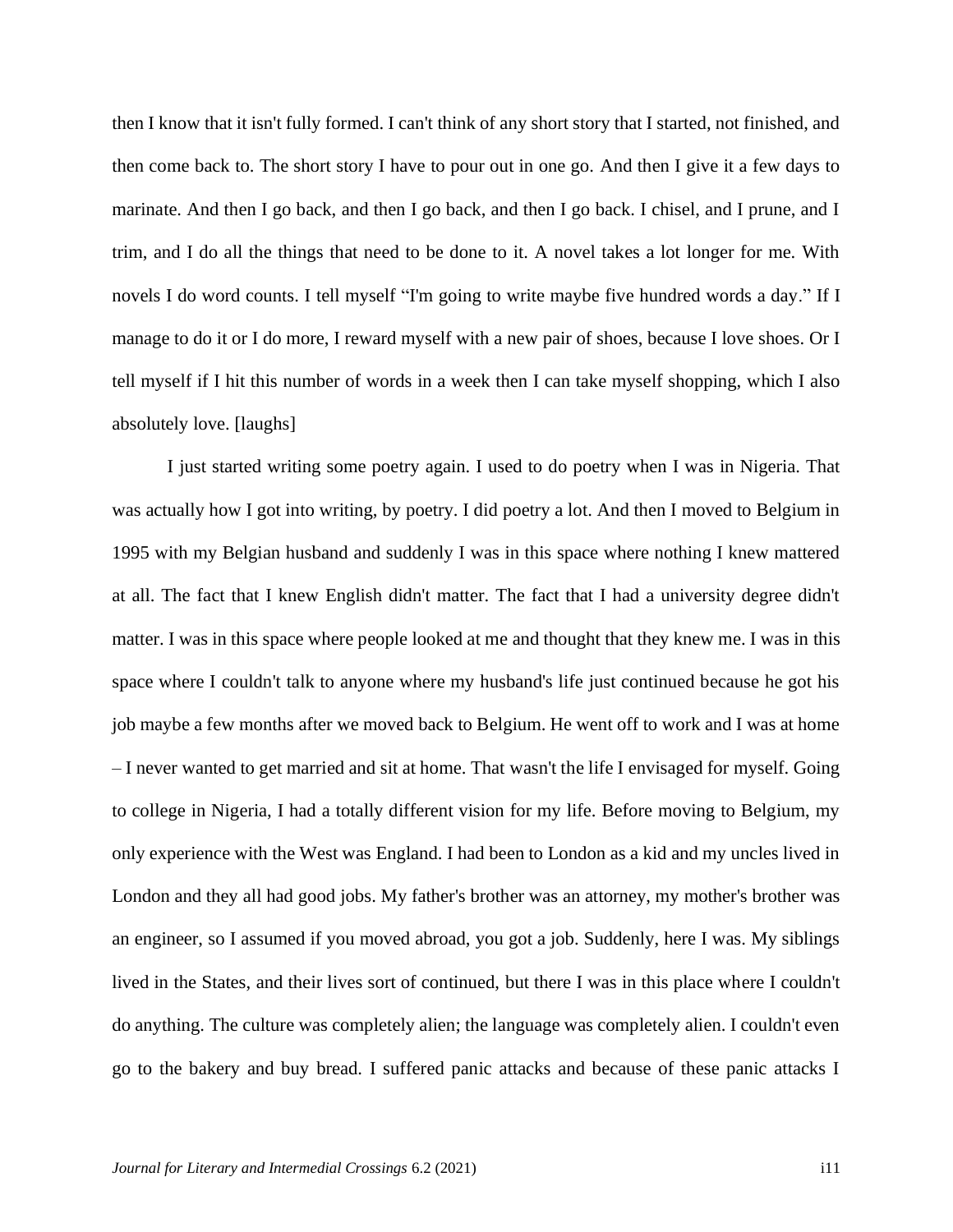then I know that it isn't fully formed. I can't think of any short story that I started, not finished, and then come back to. The short story I have to pour out in one go. And then I give it a few days to marinate. And then I go back, and then I go back, and then I go back. I chisel, and I prune, and I trim, and I do all the things that need to be done to it. A novel takes a lot longer for me. With novels I do word counts. I tell myself "I'm going to write maybe five hundred words a day." If I manage to do it or I do more, I reward myself with a new pair of shoes, because I love shoes. Or I tell myself if I hit this number of words in a week then I can take myself shopping, which I also absolutely love. [laughs]

I just started writing some poetry again. I used to do poetry when I was in Nigeria. That was actually how I got into writing, by poetry. I did poetry a lot. And then I moved to Belgium in 1995 with my Belgian husband and suddenly I was in this space where nothing I knew mattered at all. The fact that I knew English didn't matter. The fact that I had a university degree didn't matter. I was in this space where people looked at me and thought that they knew me. I was in this space where I couldn't talk to anyone where my husband's life just continued because he got his job maybe a few months after we moved back to Belgium. He went off to work and I was at home – I never wanted to get married and sit at home. That wasn't the life I envisaged for myself. Going to college in Nigeria, I had a totally different vision for my life. Before moving to Belgium, my only experience with the West was England. I had been to London as a kid and my uncles lived in London and they all had good jobs. My father's brother was an attorney, my mother's brother was an engineer, so I assumed if you moved abroad, you got a job. Suddenly, here I was. My siblings lived in the States, and their lives sort of continued, but there I was in this place where I couldn't do anything. The culture was completely alien; the language was completely alien. I couldn't even go to the bakery and buy bread. I suffered panic attacks and because of these panic attacks I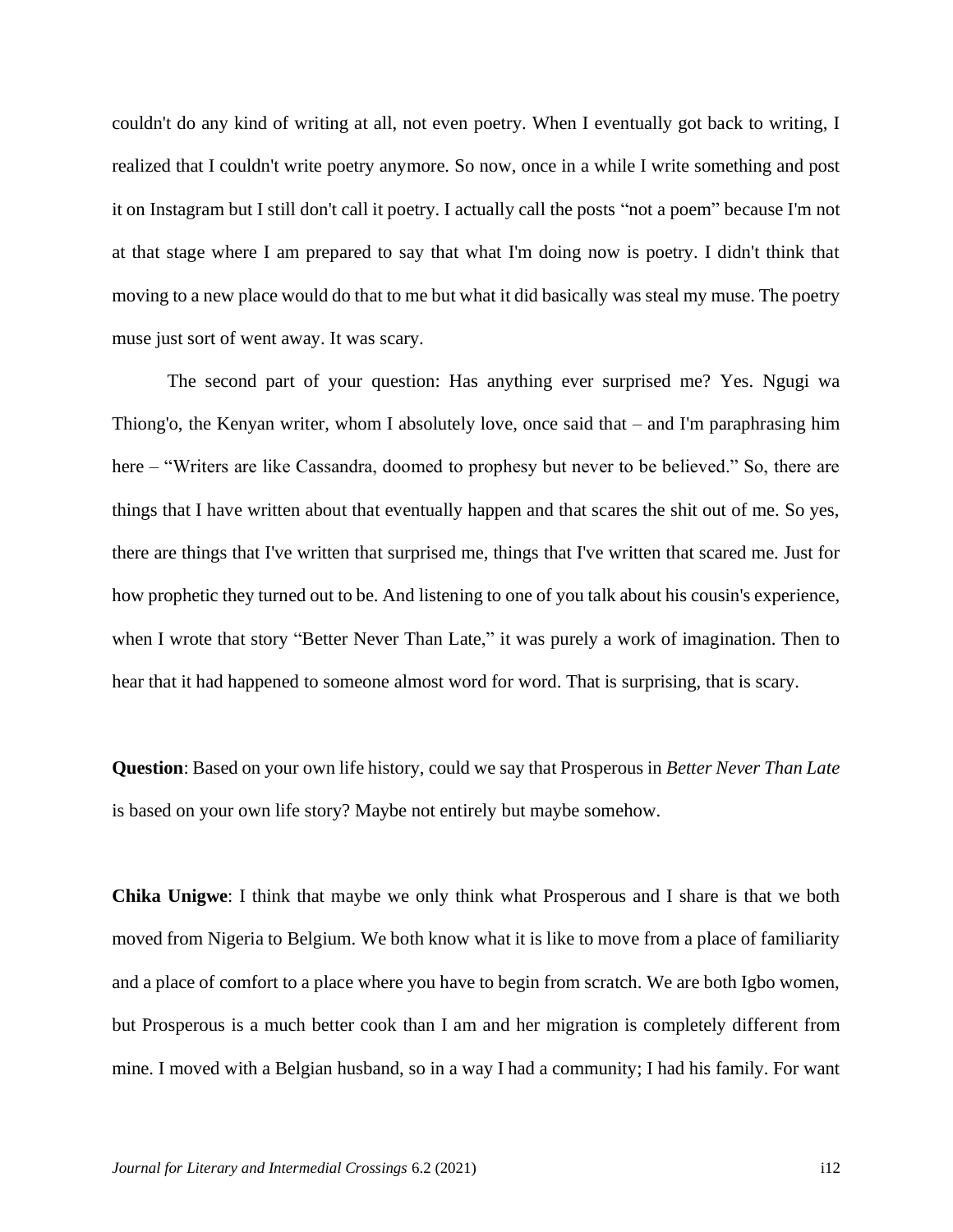couldn't do any kind of writing at all, not even poetry. When I eventually got back to writing, I realized that I couldn't write poetry anymore. So now, once in a while I write something and post it on Instagram but I still don't call it poetry. I actually call the posts "not a poem" because I'm not at that stage where I am prepared to say that what I'm doing now is poetry. I didn't think that moving to a new place would do that to me but what it did basically was steal my muse. The poetry muse just sort of went away. It was scary.

The second part of your question: Has anything ever surprised me? Yes. Ngugi wa Thiong'o, the Kenyan writer, whom I absolutely love, once said that – and I'm paraphrasing him here – "Writers are like Cassandra, doomed to prophesy but never to be believed." So, there are things that I have written about that eventually happen and that scares the shit out of me. So yes, there are things that I've written that surprised me, things that I've written that scared me. Just for how prophetic they turned out to be. And listening to one of you talk about his cousin's experience, when I wrote that story "Better Never Than Late," it was purely a work of imagination. Then to hear that it had happened to someone almost word for word. That is surprising, that is scary.

**Question**: Based on your own life history, could we say that Prosperous in *Better Never Than Late* is based on your own life story? Maybe not entirely but maybe somehow.

**Chika Unigwe**: I think that maybe we only think what Prosperous and I share is that we both moved from Nigeria to Belgium. We both know what it is like to move from a place of familiarity and a place of comfort to a place where you have to begin from scratch. We are both Igbo women, but Prosperous is a much better cook than I am and her migration is completely different from mine. I moved with a Belgian husband, so in a way I had a community; I had his family. For want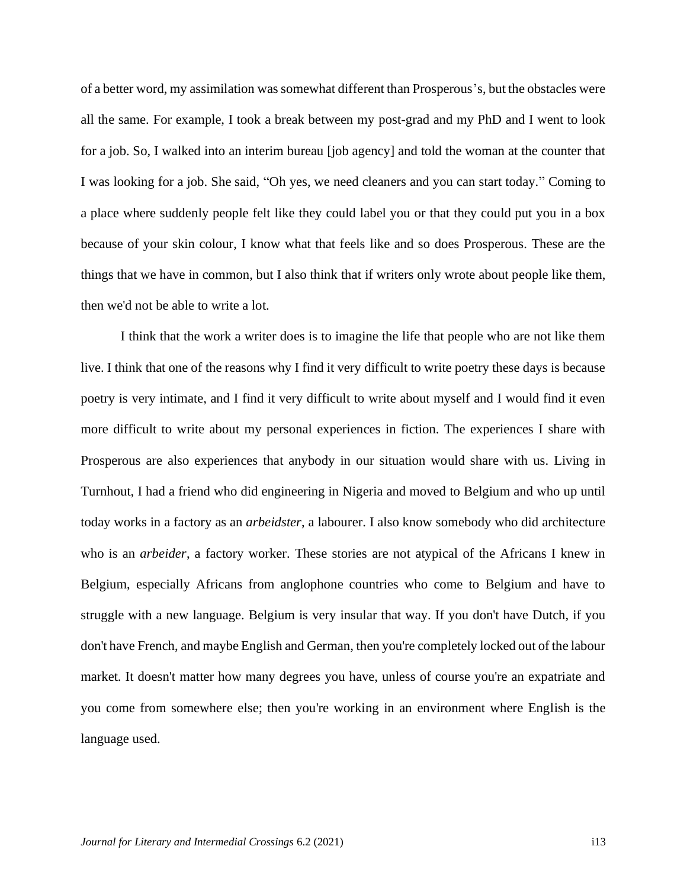of a better word, my assimilation was somewhat different than Prosperous's, but the obstacles were all the same. For example, I took a break between my post-grad and my PhD and I went to look for a job. So, I walked into an interim bureau [job agency] and told the woman at the counter that I was looking for a job. She said, "Oh yes, we need cleaners and you can start today." Coming to a place where suddenly people felt like they could label you or that they could put you in a box because of your skin colour, I know what that feels like and so does Prosperous. These are the things that we have in common, but I also think that if writers only wrote about people like them, then we'd not be able to write a lot.

I think that the work a writer does is to imagine the life that people who are not like them live. I think that one of the reasons why I find it very difficult to write poetry these days is because poetry is very intimate, and I find it very difficult to write about myself and I would find it even more difficult to write about my personal experiences in fiction. The experiences I share with Prosperous are also experiences that anybody in our situation would share with us. Living in Turnhout, I had a friend who did engineering in Nigeria and moved to Belgium and who up until today works in a factory as an *arbeidster*, a labourer. I also know somebody who did architecture who is an *arbeider*, a factory worker. These stories are not atypical of the Africans I knew in Belgium, especially Africans from anglophone countries who come to Belgium and have to struggle with a new language. Belgium is very insular that way. If you don't have Dutch, if you don't have French, and maybe English and German, then you're completely locked out of the labour market. It doesn't matter how many degrees you have, unless of course you're an expatriate and you come from somewhere else; then you're working in an environment where English is the language used.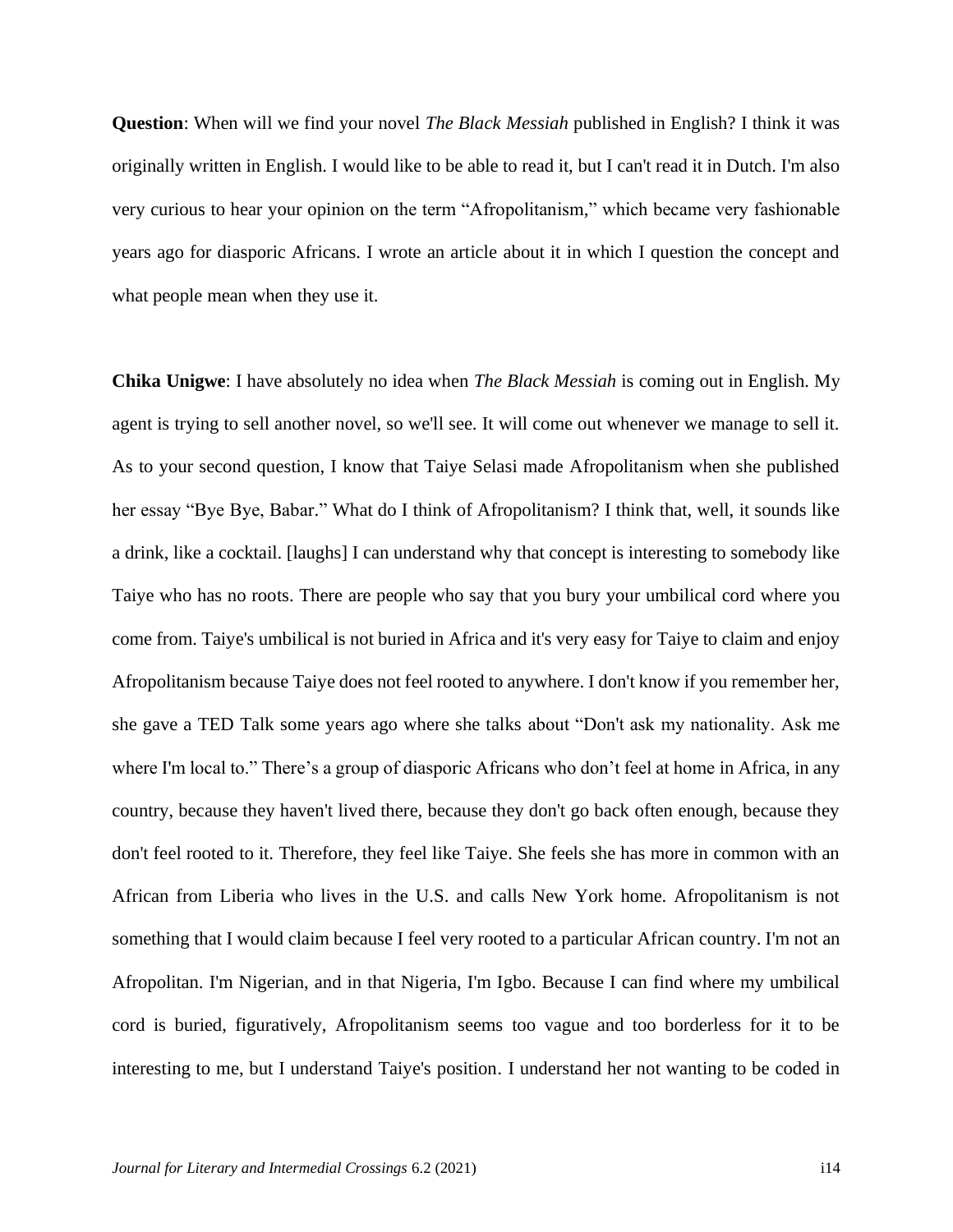**Question**: When will we find your novel *The Black Messiah* published in English? I think it was originally written in English. I would like to be able to read it, but I can't read it in Dutch. I'm also very curious to hear your opinion on the term "Afropolitanism," which became very fashionable years ago for diasporic Africans. I wrote an article about it in which I question the concept and what people mean when they use it.

**Chika Unigwe**: I have absolutely no idea when *The Black Messiah* is coming out in English. My agent is trying to sell another novel, so we'll see. It will come out whenever we manage to sell it. As to your second question, I know that Taiye Selasi made Afropolitanism when she published her essay "Bye Bye, Babar." What do I think of Afropolitanism? I think that, well, it sounds like a drink, like a cocktail. [laughs] I can understand why that concept is interesting to somebody like Taiye who has no roots. There are people who say that you bury your umbilical cord where you come from. Taiye's umbilical is not buried in Africa and it's very easy for Taiye to claim and enjoy Afropolitanism because Taiye does not feel rooted to anywhere. I don't know if you remember her, she gave a TED Talk some years ago where she talks about "Don't ask my nationality. Ask me where I'm local to." There's a group of diasporic Africans who don't feel at home in Africa, in any country, because they haven't lived there, because they don't go back often enough, because they don't feel rooted to it. Therefore, they feel like Taiye. She feels she has more in common with an African from Liberia who lives in the U.S. and calls New York home. Afropolitanism is not something that I would claim because I feel very rooted to a particular African country. I'm not an Afropolitan. I'm Nigerian, and in that Nigeria, I'm Igbo. Because I can find where my umbilical cord is buried, figuratively, Afropolitanism seems too vague and too borderless for it to be interesting to me, but I understand Taiye's position. I understand her not wanting to be coded in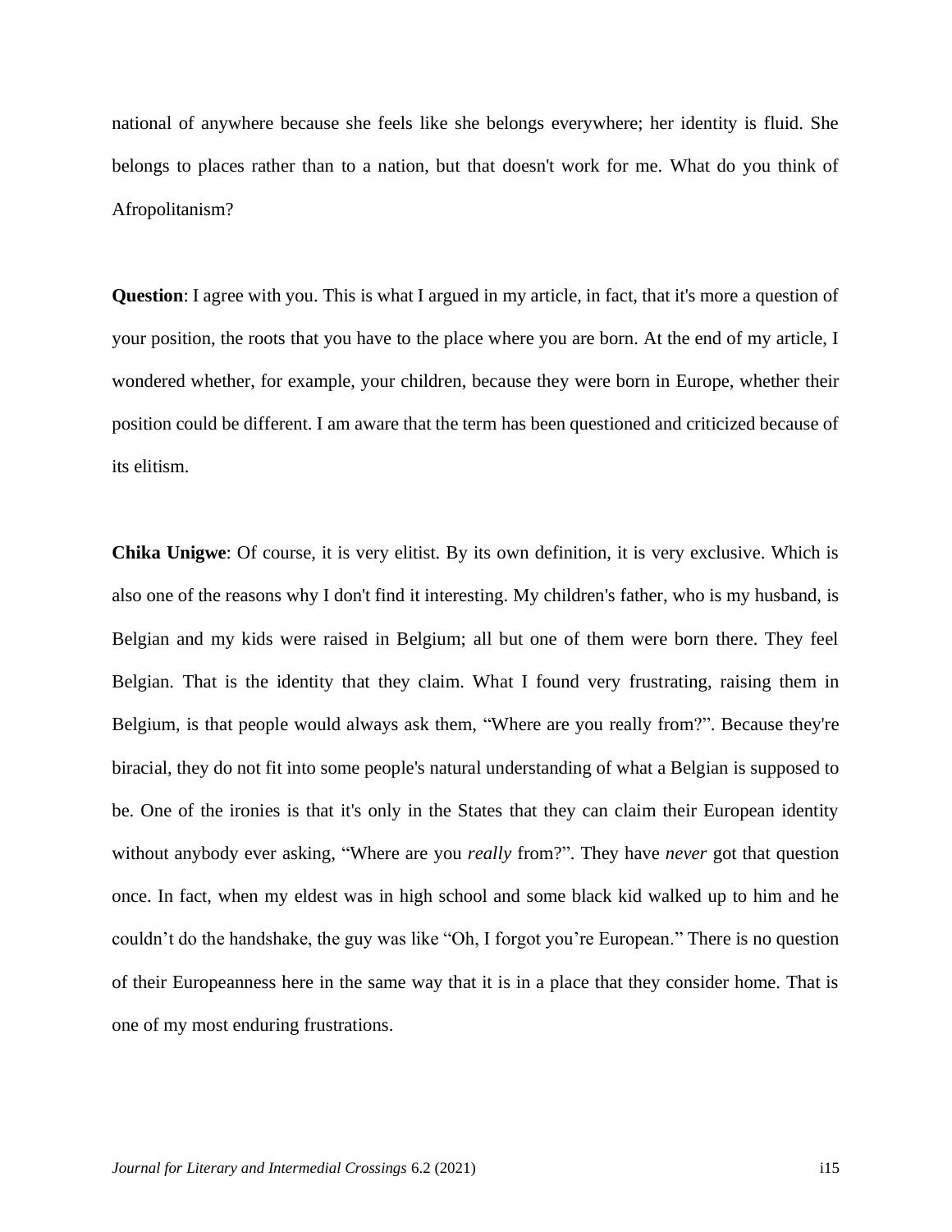national of anywhere because she feels like she belongs everywhere; her identity is fluid. She belongs to places rather than to a nation, but that doesn't work for me. What do you think of Afropolitanism?

**Question**: I agree with you. This is what I argued in my article, in fact, that it's more a question of your position, the roots that you have to the place where you are born. At the end of my article, I wondered whether, for example, your children, because they were born in Europe, whether their position could be different. I am aware that the term has been questioned and criticized because of its elitism.

**Chika Unigwe**: Of course, it is very elitist. By its own definition, it is very exclusive. Which is also one of the reasons why I don't find it interesting. My children's father, who is my husband, is Belgian and my kids were raised in Belgium; all but one of them were born there. They feel Belgian. That is the identity that they claim. What I found very frustrating, raising them in Belgium, is that people would always ask them, "Where are you really from?". Because they're biracial, they do not fit into some people's natural understanding of what a Belgian is supposed to be. One of the ironies is that it's only in the States that they can claim their European identity without anybody ever asking, "Where are you *really* from?". They have *never* got that question once. In fact, when my eldest was in high school and some black kid walked up to him and he couldn't do the handshake, the guy was like "Oh, I forgot you're European." There is no question of their Europeanness here in the same way that it is in a place that they consider home. That is one of my most enduring frustrations.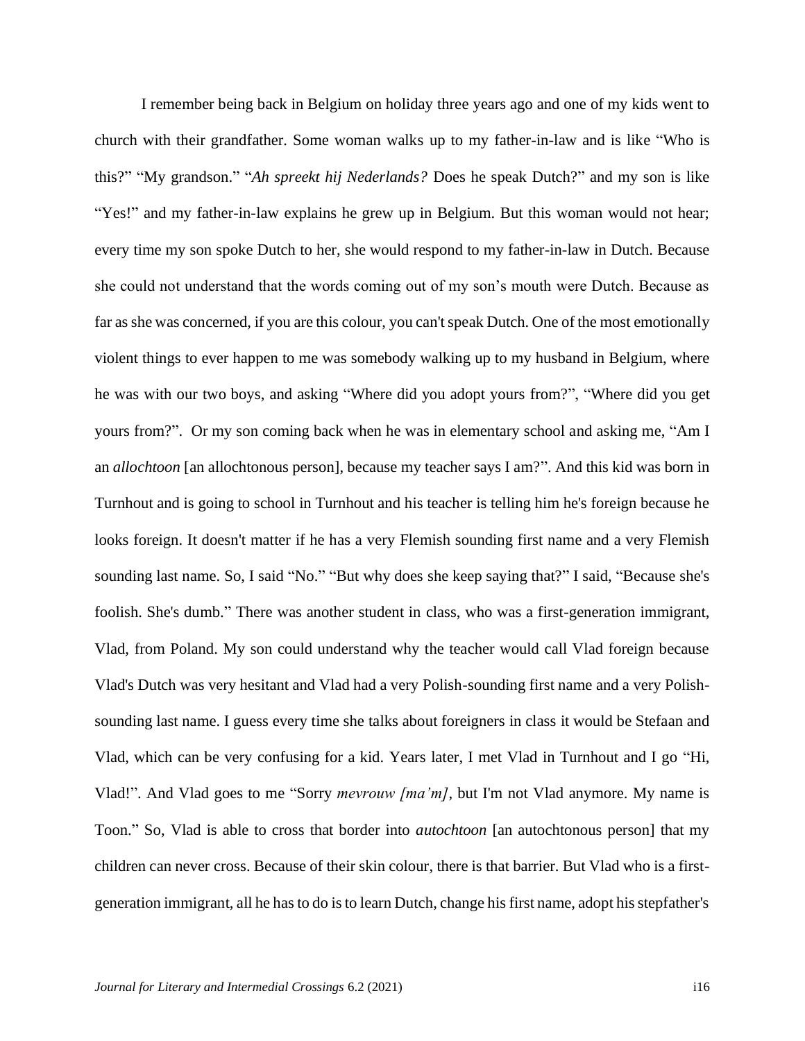I remember being back in Belgium on holiday three years ago and one of my kids went to church with their grandfather. Some woman walks up to my father-in-law and is like "Who is this?" "My grandson." "*Ah spreekt hij Nederlands?* Does he speak Dutch?" and my son is like "Yes!" and my father-in-law explains he grew up in Belgium. But this woman would not hear; every time my son spoke Dutch to her, she would respond to my father-in-law in Dutch. Because she could not understand that the words coming out of my son's mouth were Dutch. Because as far as she was concerned, if you are this colour, you can't speak Dutch. One of the most emotionally violent things to ever happen to me was somebody walking up to my husband in Belgium, where he was with our two boys, and asking "Where did you adopt yours from?", "Where did you get yours from?". Or my son coming back when he was in elementary school and asking me, "Am I an *allochtoon* [an allochtonous person], because my teacher says I am?". And this kid was born in Turnhout and is going to school in Turnhout and his teacher is telling him he's foreign because he looks foreign. It doesn't matter if he has a very Flemish sounding first name and a very Flemish sounding last name. So, I said "No." "But why does she keep saying that?" I said, "Because she's foolish. She's dumb." There was another student in class, who was a first-generation immigrant, Vlad, from Poland. My son could understand why the teacher would call Vlad foreign because Vlad's Dutch was very hesitant and Vlad had a very Polish-sounding first name and a very Polish-sounding last name. I guess every time she talks about foreigners in class it would be Stefaan and Vlad, which can be very confusing for a kid. Years later, I met Vlad in Turnhout and I go "Hi, Vlad!". And Vlad goes to me "Sorry *mevrouw [ma'm]*, but I'm not Vlad anymore. My name is Toon." So, Vlad is able to cross that border into *autochtoon* [an autochtonous person] that my children can never cross. Because of their skin colour, there is that barrier. But Vlad who is a first-generation immigrant, all he has to do is to learn Dutch, change his first name, adopt his stepfather's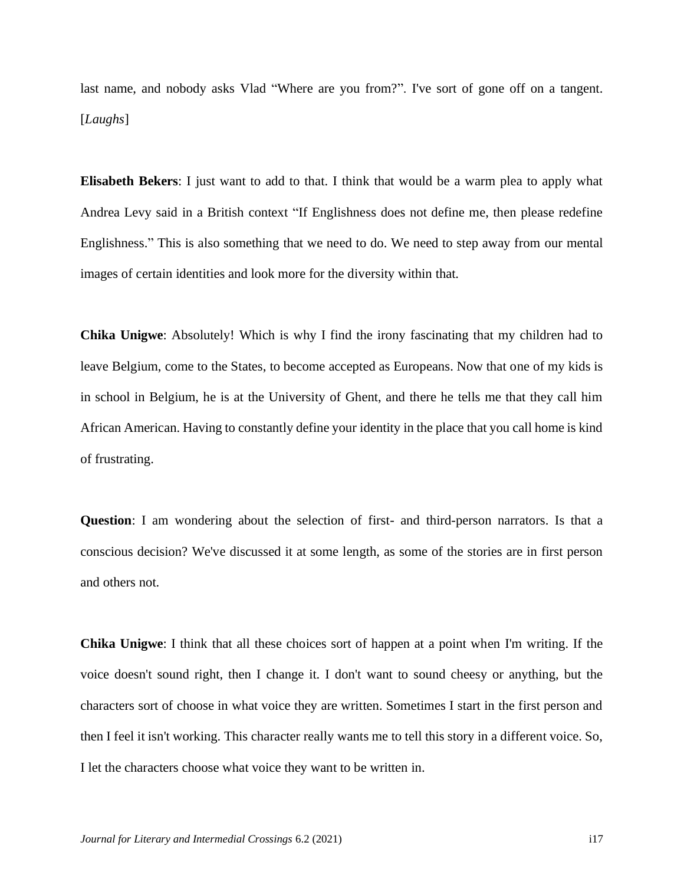last name, and nobody asks Vlad "Where are you from?". I've sort of gone off on a tangent. [*Laughs*]

**Elisabeth Bekers**: I just want to add to that. I think that would be a warm plea to apply what Andrea Levy said in a British context "If Englishness does not define me, then please redefine Englishness." This is also something that we need to do. We need to step away from our mental images of certain identities and look more for the diversity within that.

**Chika Unigwe**: Absolutely! Which is why I find the irony fascinating that my children had to leave Belgium, come to the States, to become accepted as Europeans. Now that one of my kids is in school in Belgium, he is at the University of Ghent, and there he tells me that they call him African American. Having to constantly define your identity in the place that you call home is kind of frustrating.

**Question**: I am wondering about the selection of first- and third-person narrators. Is that a conscious decision? We've discussed it at some length, as some of the stories are in first person and others not.

**Chika Unigwe**: I think that all these choices sort of happen at a point when I'm writing. If the voice doesn't sound right, then I change it. I don't want to sound cheesy or anything, but the characters sort of choose in what voice they are written. Sometimes I start in the first person and then I feel it isn't working. This character really wants me to tell this story in a different voice. So, I let the characters choose what voice they want to be written in.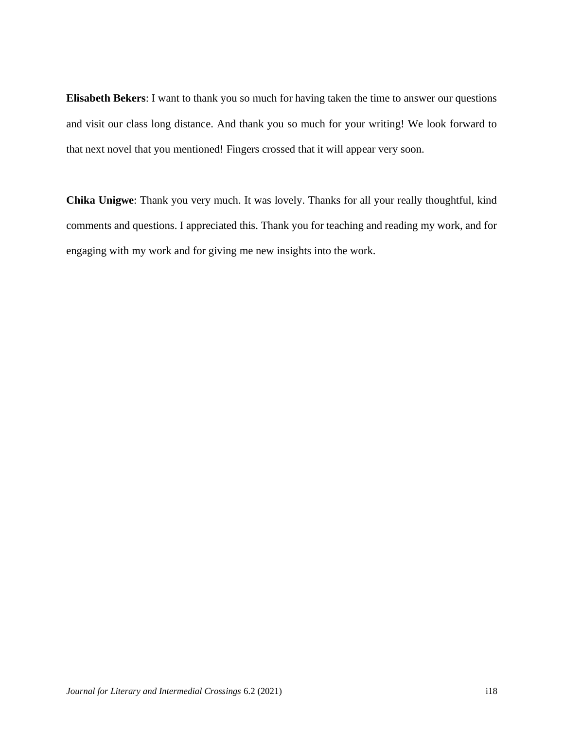**Elisabeth Bekers**: I want to thank you so much for having taken the time to answer our questions and visit our class long distance. And thank you so much for your writing! We look forward to that next novel that you mentioned! Fingers crossed that it will appear very soon.

**Chika Unigwe**: Thank you very much. It was lovely. Thanks for all your really thoughtful, kind comments and questions. I appreciated this. Thank you for teaching and reading my work, and for engaging with my work and for giving me new insights into the work.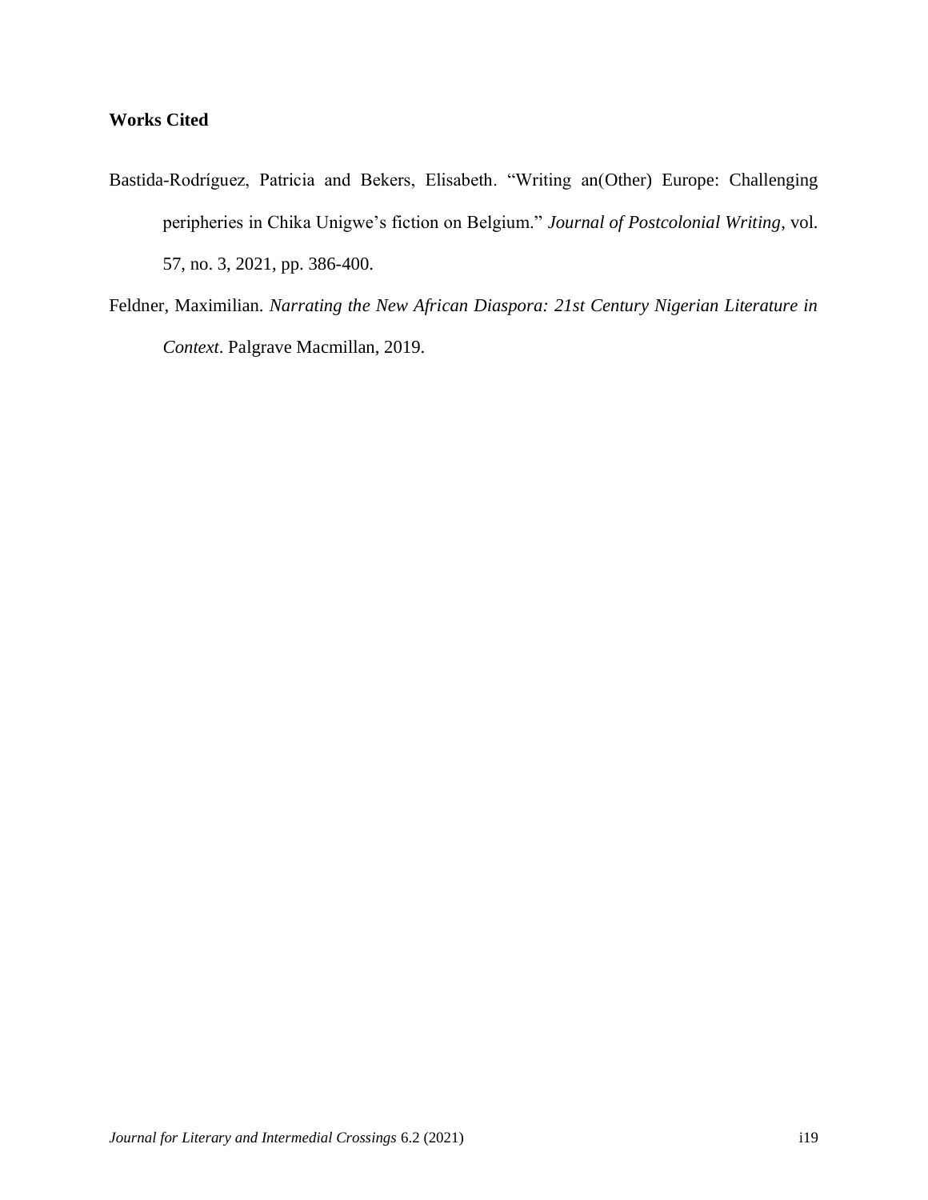**Works Cited**

Bastida-Rodríguez, Patricia and Bekers, Elisabeth. "Writing an(Other) Europe: Challenging peripheries in Chika Unigwe's fiction on Belgium." *Journal of Postcolonial Writing*, vol. 57, no. 3, 2021, pp. 386-400.

Feldner, Maximilian. *Narrating the New African Diaspora: 21st Century Nigerian Literature in Context*. Palgrave Macmillan, 2019.